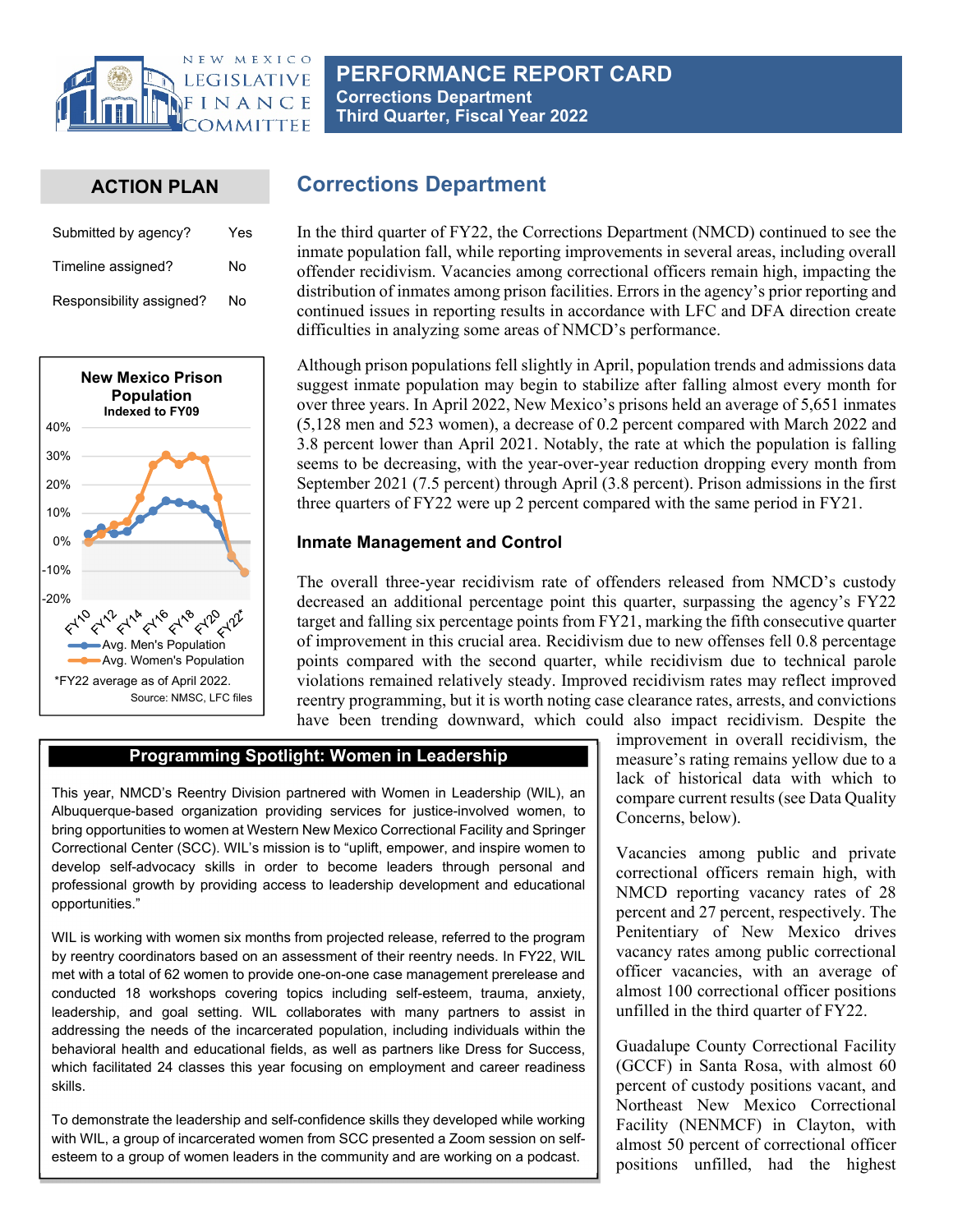# PERFORMANCE REPORT CARD

**Corrections Department**
**Third Quarter, Fiscal Year 2022**

## ACTION PLAN

| | |
|---|---|
| Submitted by agency? | Yes |
| Timeline assigned? | No |
| Responsibility assigned? | No |

**New Mexico Prison Population**
**Indexed to FY09**

Avg. Men's Population
Avg. Women's Population

*FY22 average as of April 2022.

Source: NMSC, LFC files

## Corrections Department

In the third quarter of FY22, the Corrections Department (NMCD) continued to see the inmate population fall, while reporting improvements in several areas, including overall offender recidivism. Vacancies among correctional officers remain high, impacting the distribution of inmates among prison facilities. Errors in the agency's prior reporting and continued issues in reporting results in accordance with LFC and DFA direction create difficulties in analyzing some areas of NMCD's performance.

Although prison populations fell slightly in April, population trends and admissions data suggest inmate population may begin to stabilize after falling almost every month for over three years. In April 2022, New Mexico's prisons held an average of 5,651 inmates (5,128 men and 523 women), a decrease of 0.2 percent compared with March 2022 and 3.8 percent lower than April 2021. Notably, the rate at which the population is falling seems to be decreasing, with the year-over-year reduction dropping every month from September 2021 (7.5 percent) through April (3.8 percent). Prison admissions in the first three quarters of FY22 were up 2 percent compared with the same period in FY21.

### Inmate Management and Control

The overall three-year recidivism rate of offenders released from NMCD's custody decreased an additional percentage point this quarter, surpassing the agency's FY22 target and falling six percentage points from FY21, marking the fifth consecutive quarter of improvement in this crucial area. Recidivism due to new offenses fell 0.8 percentage points compared with the second quarter, while recidivism due to technical parole violations remained relatively steady. Improved recidivism rates may reflect improved reentry programming, but it is worth noting case clearance rates, arrests, and convictions have been trending downward, which could also impact recidivism. Despite the improvement in overall recidivism, the measure's rating remains yellow due to a lack of historical data with which to compare current results (see Data Quality Concerns, below).

Vacancies among public and private correctional officers remain high, with NMCD reporting vacancy rates of 28 percent and 27 percent, respectively. The Penitentiary of New Mexico drives vacancy rates among public correctional officer vacancies, with an average of almost 100 correctional officer positions unfilled in the third quarter of FY22.

Guadalupe County Correctional Facility (GCCF) in Santa Rosa, with almost 60 percent of custody positions vacant, and Northeast New Mexico Correctional Facility (NENMCF) in Clayton, with almost 50 percent of correctional officer positions unfilled, had the highest

#### Programming Spotlight: Women in Leadership

This year, NMCD's Reentry Division partnered with Women in Leadership (WIL), an Albuquerque-based organization providing services for justice-involved women, to bring opportunities to women at Western New Mexico Correctional Facility and Springer Correctional Center (SCC). WIL's mission is to "uplift, empower, and inspire women to develop self-advocacy skills in order to become leaders through personal and professional growth by providing access to leadership development and educational opportunities."

WIL is working with women six months from projected release, referred to the program by reentry coordinators based on an assessment of their reentry needs. In FY22, WIL met with a total of 62 women to provide one-on-one case management prerelease and conducted 18 workshops covering topics including self-esteem, trauma, anxiety, leadership, and goal setting. WIL collaborates with many partners to assist in addressing the needs of the incarcerated population, including individuals within the behavioral health and educational fields, as well as partners like Dress for Success, which facilitated 24 classes this year focusing on employment and career readiness skills.

To demonstrate the leadership and self-confidence skills they developed while working with WIL, a group of incarcerated women from SCC presented a Zoom session on self-esteem to a group of women leaders in the community and are working on a podcast.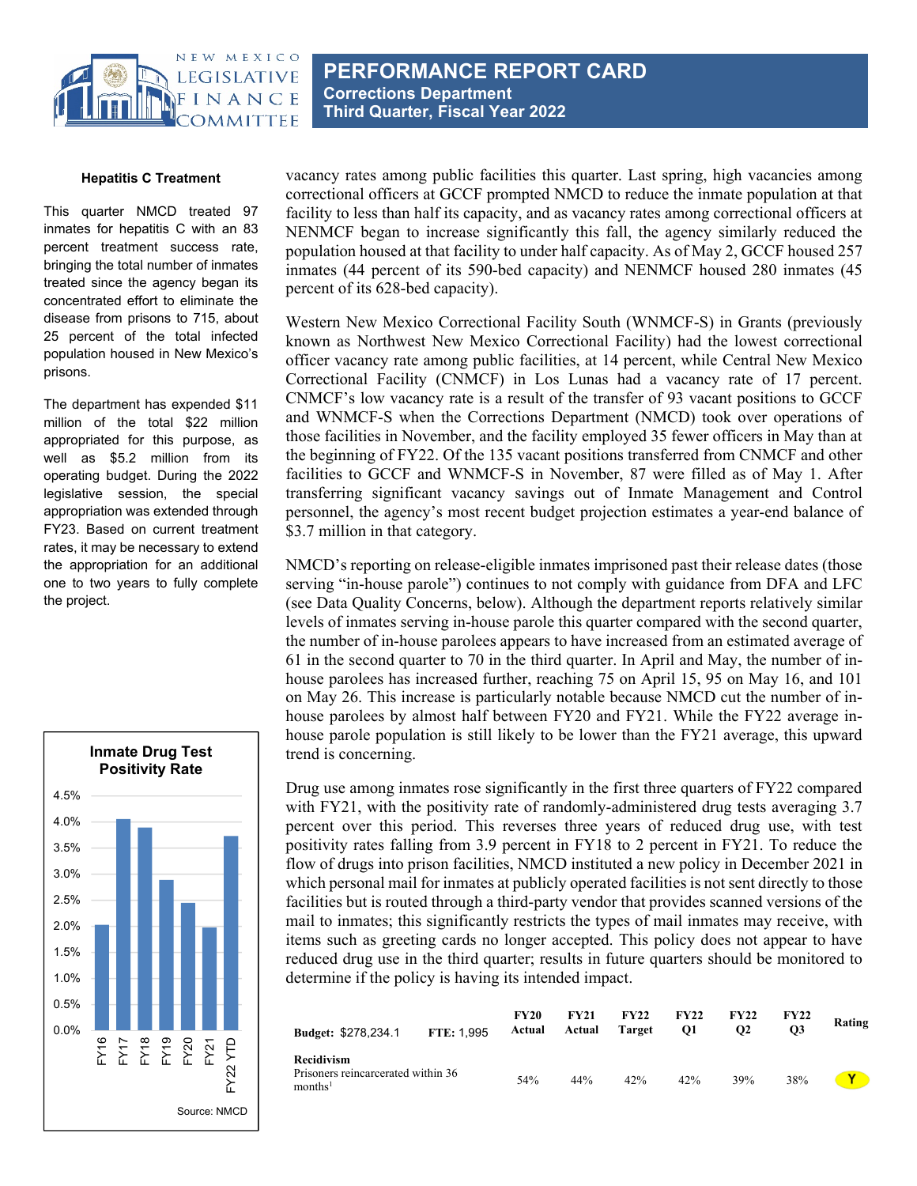### Hepatitis C Treatment

This quarter NMCD treated 97 inmates for hepatitis C with an 83 percent treatment success rate, bringing the total number of inmates treated since the agency began its concentrated effort to eliminate the disease from prisons to 715, about 25 percent of the total infected population housed in New Mexico's prisons.

The department has expended $11 million of the total $22 million appropriated for this purpose, as well as $5.2 million from its operating budget. During the 2022 legislative session, the special appropriation was extended through FY23. Based on current treatment rates, it may be necessary to extend the appropriation for an additional one to two years to fully complete the project.

**Inmate Drug Test Positivity Rate**

Source: NMCD

vacancy rates among public facilities this quarter. Last spring, high vacancies among correctional officers at GCCF prompted NMCD to reduce the inmate population at that facility to less than half its capacity, and as vacancy rates among correctional officers at NENMCF began to increase significantly this fall, the agency similarly reduced the population housed at that facility to under half capacity. As of May 2, GCCF housed 257 inmates (44 percent of its 590-bed capacity) and NENMCF housed 280 inmates (45 percent of its 628-bed capacity).

Western New Mexico Correctional Facility South (WNMCF-S) in Grants (previously known as Northwest New Mexico Correctional Facility) had the lowest correctional officer vacancy rate among public facilities, at 14 percent, while Central New Mexico Correctional Facility (CNMCF) in Los Lunas had a vacancy rate of 17 percent. CNMCF's low vacancy rate is a result of the transfer of 93 vacant positions to GCCF and WNMCF-S when the Corrections Department (NMCD) took over operations of those facilities in November, and the facility employed 35 fewer officers in May than at the beginning of FY22. Of the 135 vacant positions transferred from CNMCF and other facilities to GCCF and WNMCF-S in November, 87 were filled as of May 1. After transferring significant vacancy savings out of Inmate Management and Control personnel, the agency's most recent budget projection estimates a year-end balance of $3.7 million in that category.

NMCD's reporting on release-eligible inmates imprisoned past their release dates (those serving "in-house parole") continues to not comply with guidance from DFA and LFC (see Data Quality Concerns, below). Although the department reports relatively similar levels of inmates serving in-house parole this quarter compared with the second quarter, the number of in-house parolees appears to have increased from an estimated average of 61 in the second quarter to 70 in the third quarter. In April and May, the number of in-house parolees has increased further, reaching 75 on April 15, 95 on May 16, and 101 on May 26. This increase is particularly notable because NMCD cut the number of in-house parolees by almost half between FY20 and FY21. While the FY22 average in-house parole population is still likely to be lower than the FY21 average, this upward trend is concerning.

Drug use among inmates rose significantly in the first three quarters of FY22 compared with FY21, with the positivity rate of randomly-administered drug tests averaging 3.7 percent over this period. This reverses three years of reduced drug use, with test positivity rates falling from 3.9 percent in FY18 to 2 percent in FY21. To reduce the flow of drugs into prison facilities, NMCD instituted a new policy in December 2021 in which personal mail for inmates at publicly operated facilities is not sent directly to those facilities but is routed through a third-party vendor that provides scanned versions of the mail to inmates; this significantly restricts the types of mail inmates may receive, with items such as greeting cards no longer accepted. This policy does not appear to have reduced drug use in the third quarter; results in future quarters should be monitored to determine if the policy is having its intended impact.

| Budget: $278,234.1 FTE: 1,995 | FY20 Actual | FY21 Actual | FY22 Target | FY22 Q1 | FY22 Q2 | FY22 Q3 | Rating |
|---|---|---|---|---|---|---|---|
| **Recidivism**<br>Prisoners reincarcerated within 36 months[1] | 54% | 44% | 42% | 42% | 39% | 38% | Y |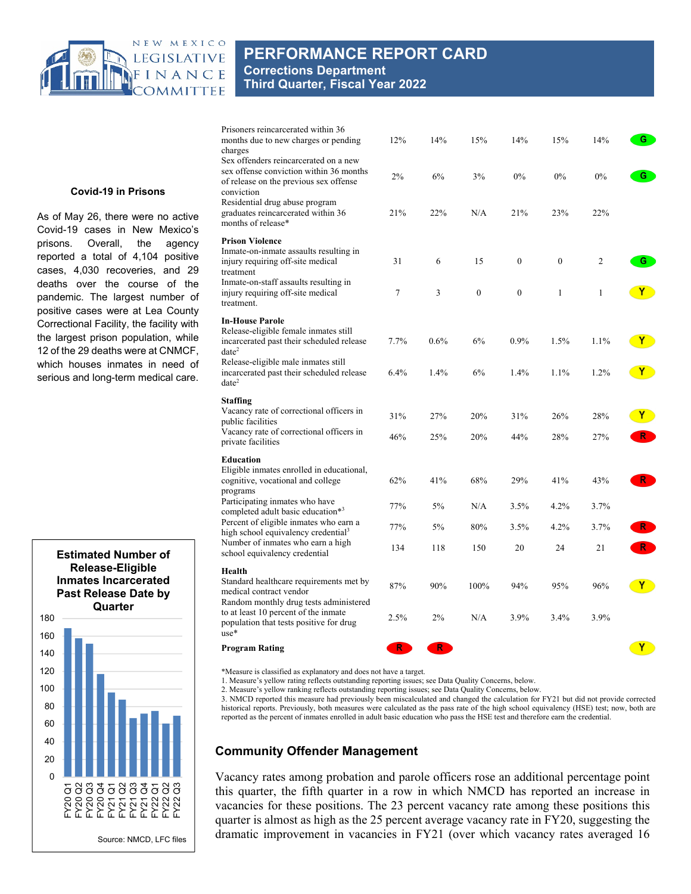# PERFORMANCE REPORT CARD
## Corrections Department
## Third Quarter, Fiscal Year 2022

### Covid-19 in Prisons

As of May 26, there were no active Covid-19 cases in New Mexico's prisons. Overall, the agency reported a total of 4,104 positive cases, 4,030 recoveries, and 29 deaths over the course of the pandemic. The largest number of positive cases were at Lea County Correctional Facility, the facility with the largest prison population, while 12 of the 29 deaths were at CNMCF, which houses inmates in need of serious and long-term medical care.

| Measure | | | | | | | Rating |
|---|---|---|---|---|---|---|---|
| Prisoners reincarcerated within 36 months due to new charges or pending charges | 12% | 14% | 15% | 14% | 15% | 14% | G |
| Sex offenders reincarcerated on a new sex offense conviction within 36 months of release on the previous sex offense conviction | 2% | 6% | 3% | 0% | 0% | 0% | G |
| Residential drug abuse program graduates reincarcerated within 36 months of release* | 21% | 22% | N/A | 21% | 23% | 22% | |
| **Prison Violence** | | | | | | | |
| Inmate-on-inmate assaults resulting in injury requiring off-site medical treatment | 31 | 6 | 15 | 0 | 0 | 2 | G |
| Inmate-on-staff assaults resulting in injury requiring off-site medical treatment. | 7 | 3 | 0 | 0 | 1 | 1 | Y |
| **In-House Parole** | | | | | | | |
| Release-eligible female inmates still incarcerated past their scheduled release date[2] | 7.7% | 0.6% | 6% | 0.9% | 1.5% | 1.1% | Y |
| Release-eligible male inmates still incarcerated past their scheduled release date[2] | 6.4% | 1.4% | 6% | 1.4% | 1.1% | 1.2% | Y |
| **Staffing** | | | | | | | |
| Vacancy rate of correctional officers in public facilities | 31% | 27% | 20% | 31% | 26% | 28% | Y |
| Vacancy rate of correctional officers in private facilities | 46% | 25% | 20% | 44% | 28% | 27% | R |
| **Education** | | | | | | | |
| Eligible inmates enrolled in educational, cognitive, vocational and college programs | 62% | 41% | 68% | 29% | 41% | 43% | R |
| Participating inmates who have completed adult basic education*[3] | 77% | 5% | N/A | 3.5% | 4.2% | 3.7% | |
| Percent of eligible inmates who earn a high school equivalency credential[3] | 77% | 5% | 80% | 3.5% | 4.2% | 3.7% | R |
| Number of inmates who earn a high school equivalency credential | 134 | 118 | 150 | 20 | 24 | 21 | R |
| **Health** | | | | | | | |
| Standard healthcare requirements met by medical contract vendor | 87% | 90% | 100% | 94% | 95% | 96% | Y |
| Random monthly drug tests administered to at least 10 percent of the inmate population that tests positive for drug use* | 2.5% | 2% | N/A | 3.9% | 3.4% | 3.9% | |
| **Program Rating** | R | R | | | | | Y |

*Measure is classified as explanatory and does not have a target.
1. Measure's yellow rating reflects outstanding reporting issues; see Data Quality Concerns, below.
2. Measure's yellow ranking reflects outstanding reporting issues; see Data Quality Concerns, below.
3. NMCD reported this measure had previously been miscalculated and changed the calculation for FY21 but did not provide corrected historical reports. Previously, both measures were calculated as the pass rate of the high school equivalency (HSE) test; now, both are reported as the percent of inmates enrolled in adult basic education who pass the HSE test and therefore earn the credential.

**Estimated Number of Release-Eligible Inmates Incarcerated Past Release Date by Quarter**

| Quarter | Approx. number |
|---|---|
| FY20 Q1 | 169 |
| FY20 Q2 | 158 |
| FY20 Q3 | 152 |
| FY20 Q4 | 117 |
| FY21 Q1 | 96 |
| FY21 Q2 | 88 |
| FY21 Q3 | 67 |
| FY21 Q4 | 72 |
| FY22 Q1 | 75 |
| FY22 Q2 | 61 |
| FY22 Q3 | 70 |

Source: NMCD, LFC files

## Community Offender Management

Vacancy rates among probation and parole officers rose an additional percentage point this quarter, the fifth quarter in a row in which NMCD has reported an increase in vacancies for these positions. The 23 percent vacancy rate among these positions this quarter is almost as high as the 25 percent average vacancy rate in FY20, suggesting the dramatic improvement in vacancies in FY21 (over which vacancy rates averaged 16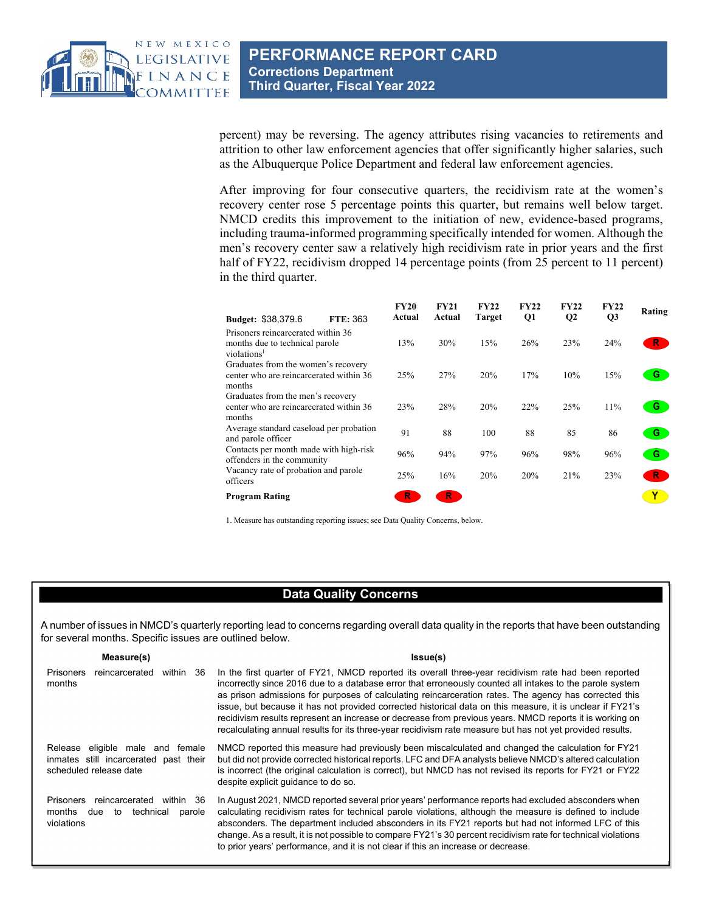percent) may be reversing. The agency attributes rising vacancies to retirements and attrition to other law enforcement agencies that offer significantly higher salaries, such as the Albuquerque Police Department and federal law enforcement agencies.

After improving for four consecutive quarters, the recidivism rate at the women's recovery center rose 5 percentage points this quarter, but remains well below target. NMCD credits this improvement to the initiation of new, evidence-based programs, including trauma-informed programming specifically intended for women. Although the men's recovery center saw a relatively high recidivism rate in prior years and the first half of FY22, recidivism dropped 14 percentage points (from 25 percent to 11 percent) in the third quarter.

| **Budget:** $38,379.6 **FTE:** 363 | FY20 Actual | FY21 Actual | FY22 Target | FY22 Q1 | FY22 Q2 | FY22 Q3 | Rating |
|---|---|---|---|---|---|---|---|
| Prisoners reincarcerated within 36 months due to technical parole violations[1] | 13% | 30% | 15% | 26% | 23% | 24% | R |
| Graduates from the women's recovery center who are reincarcerated within 36 months | 25% | 27% | 20% | 17% | 10% | 15% | G |
| Graduates from the men's recovery center who are reincarcerated within 36 months | 23% | 28% | 20% | 22% | 25% | 11% | G |
| Average standard caseload per probation and parole officer | 91 | 88 | 100 | 88 | 85 | 86 | G |
| Contacts per month made with high-risk offenders in the community | 96% | 94% | 97% | 96% | 98% | 96% | G |
| Vacancy rate of probation and parole officers | 25% | 16% | 20% | 20% | 21% | 23% | R |
| **Program Rating** | R | R | | | | | Y |

1. Measure has outstanding reporting issues; see Data Quality Concerns, below.

## Data Quality Concerns

A number of issues in NMCD's quarterly reporting lead to concerns regarding overall data quality in the reports that have been outstanding for several months. Specific issues are outlined below.

| Measure(s) | Issue(s) |
|---|---|
| Prisoners reincarcerated within 36 months | In the first quarter of FY21, NMCD reported its overall three-year recidivism rate had been reported incorrectly since 2016 due to a database error that erroneously counted all intakes to the parole system as prison admissions for purposes of calculating reincarceration rates. The agency has corrected this issue, but because it has not provided corrected historical data on this measure, it is unclear if FY21's recidivism results represent an increase or decrease from previous years. NMCD reports it is working on recalculating annual results for its three-year recidivism rate measure but has not yet provided results. |
| Release eligible male and female inmates still incarcerated past their scheduled release date | NMCD reported this measure had previously been miscalculated and changed the calculation for FY21 but did not provide corrected historical reports. LFC and DFA analysts believe NMCD's altered calculation is incorrect (the original calculation is correct), but NMCD has not revised its reports for FY21 or FY22 despite explicit guidance to do so. |
| Prisoners reincarcerated within 36 months due to technical parole violations | In August 2021, NMCD reported several prior years' performance reports had excluded absconders when calculating recidivism rates for technical parole violations, although the measure is defined to include absconders. The department included absconders in its FY21 reports but had not informed LFC of this change. As a result, it is not possible to compare FY21's 30 percent recidivism rate for technical violations to prior years' performance, and it is not clear if this an increase or decrease. |